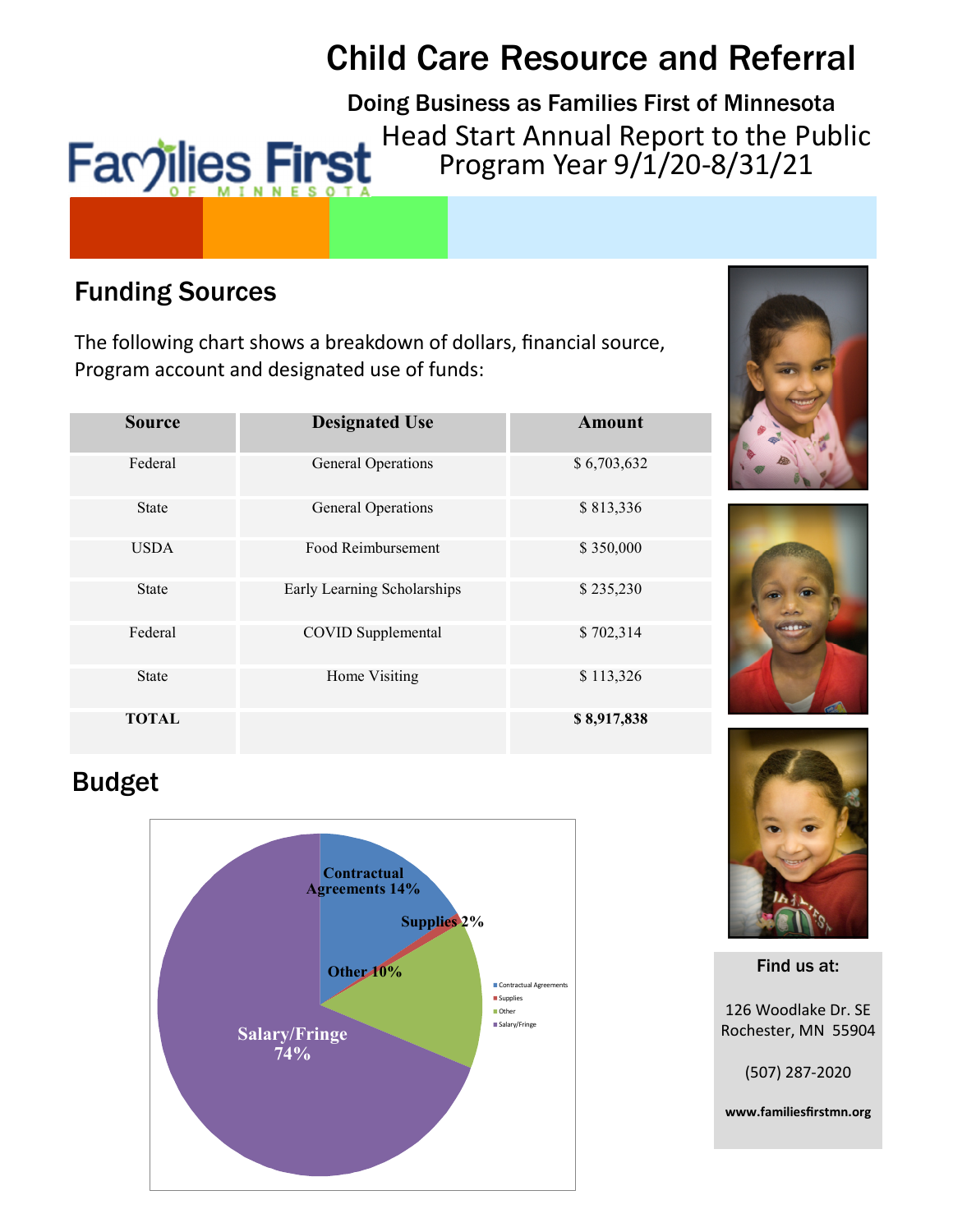# Child Care Resource and Referral

**Doing Business as Families First of Minnesota**

Head Start Annual Report to the Public
Program Year 9/1/20-8/31/21

## Funding Sources

The following chart shows a breakdown of dollars, financial source, Program account and designated use of funds:

| Source | Designated Use | Amount |
|---|---|---|
| Federal | General Operations | $ 6,703,632 |
| State | General Operations | $ 813,336 |
| USDA | Food Reimbursement | $ 350,000 |
| State | Early Learning Scholarships | $ 235,230 |
| Federal | COVID Supplemental | $ 702,314 |
| State | Home Visiting | $ 113,326 |
| **TOTAL** | | **$ 8,917,838** |

## Budget

- Contractual Agreements 14%
- Supplies 2%
- Other 10%
- Salary/Fringe 74%

**Find us at:**

126 Woodlake Dr. SE
Rochester, MN 55904

(507) 287-2020

**www.familiesfirstmn.org**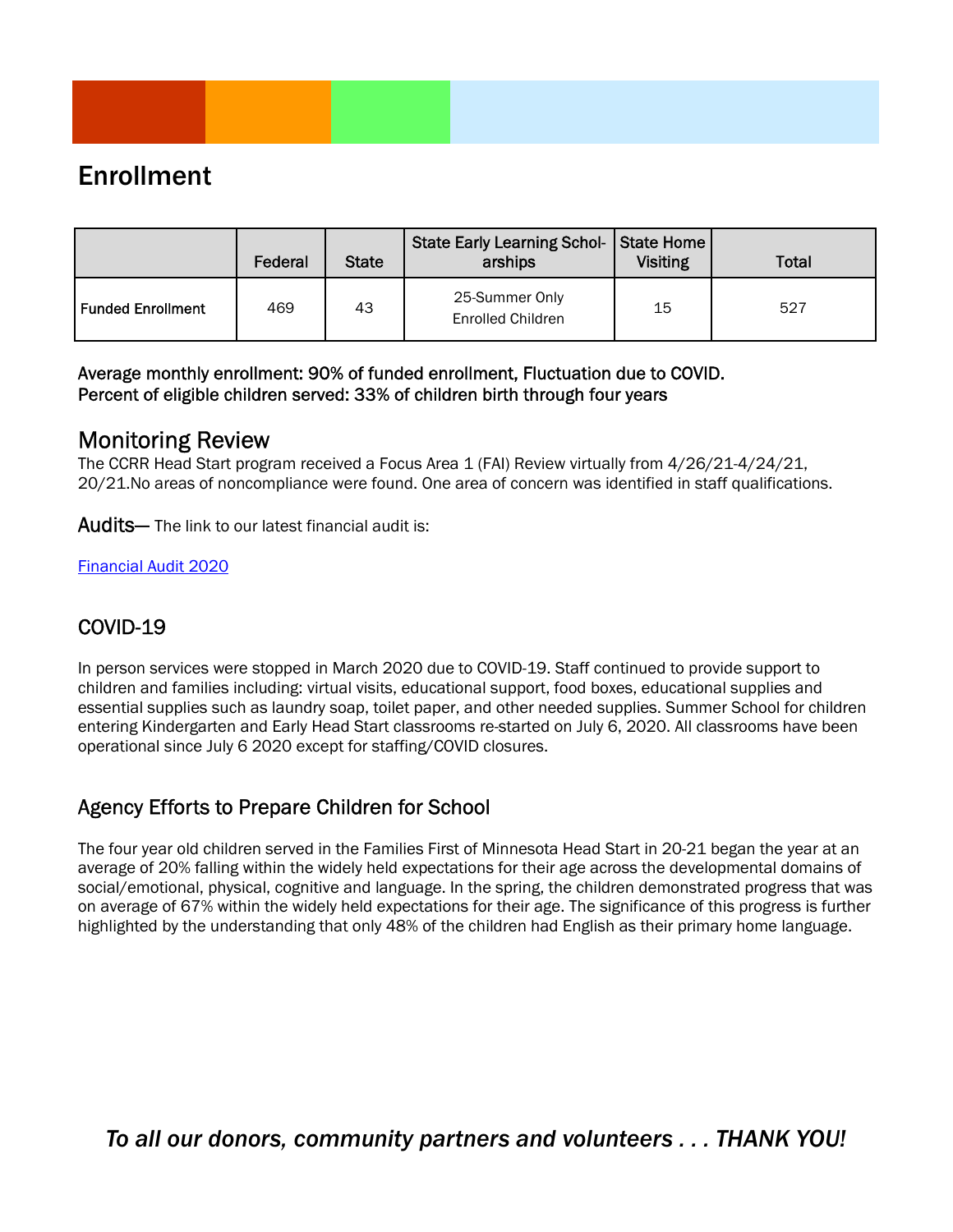## Enrollment

| | Federal | State | State Early Learning Scholarships | State Home Visiting | Total |
|---|---|---|---|---|---|
| **Funded Enrollment** | 469 | 43 | 25-Summer Only Enrolled Children | 15 | 527 |

Average monthly enrollment: 90% of funded enrollment, Fluctuation due to COVID.
Percent of eligible children served: 33% of children birth through four years

## Monitoring Review

The CCRR Head Start program received a Focus Area 1 (FAI) Review virtually from 4/26/21-4/24/21, 20/21.No areas of noncompliance were found. One area of concern was identified in staff qualifications.

**Audits**— The link to our latest financial audit is:

[Financial Audit 2020]

### COVID-19

In person services were stopped in March 2020 due to COVID-19. Staff continued to provide support to children and families including: virtual visits, educational support, food boxes, educational supplies and essential supplies such as laundry soap, toilet paper, and other needed supplies. Summer School for children entering Kindergarten and Early Head Start classrooms re-started on July 6, 2020. All classrooms have been operational since July 6 2020 except for staffing/COVID closures.

### Agency Efforts to Prepare Children for School

The four year old children served in the Families First of Minnesota Head Start in 20-21 began the year at an average of 20% falling within the widely held expectations for their age across the developmental domains of social/emotional, physical, cognitive and language. In the spring, the children demonstrated progress that was on average of 67% within the widely held expectations for their age. The significance of this progress is further highlighted by the understanding that only 48% of the children had English as their primary home language.

*To all our donors, community partners and volunteers . . . THANK YOU!*